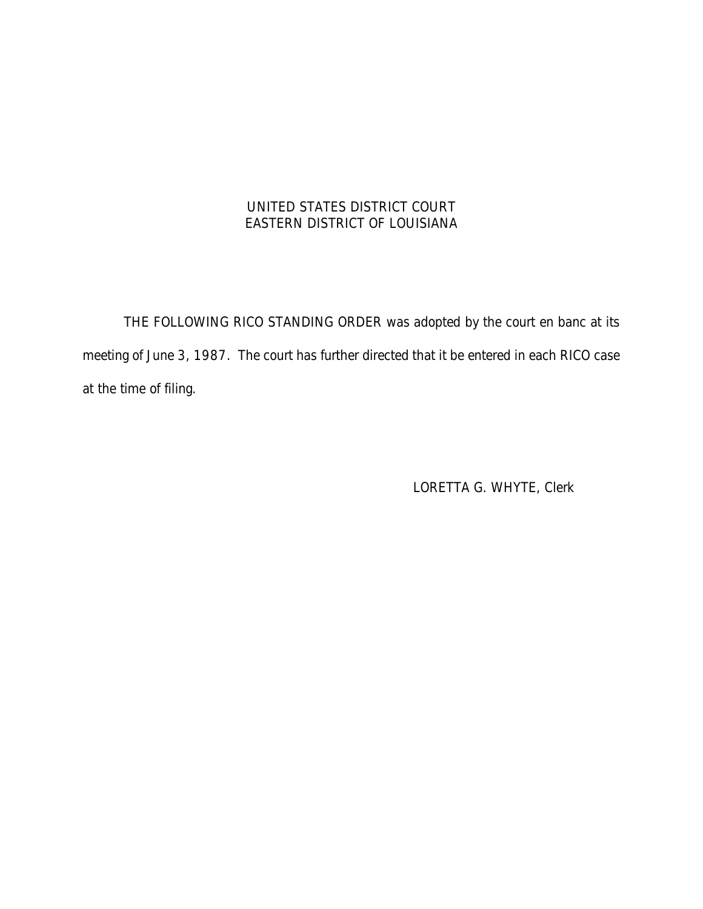# UNITED STATES DISTRICT COURT
# EASTERN DISTRICT OF LOUISIANA

THE FOLLOWING RICO STANDING ORDER was adopted by the court en banc at its meeting of June 3, 1987. The court has further directed that it be entered in each RICO case at the time of filing.

LORETTA G. WHYTE, Clerk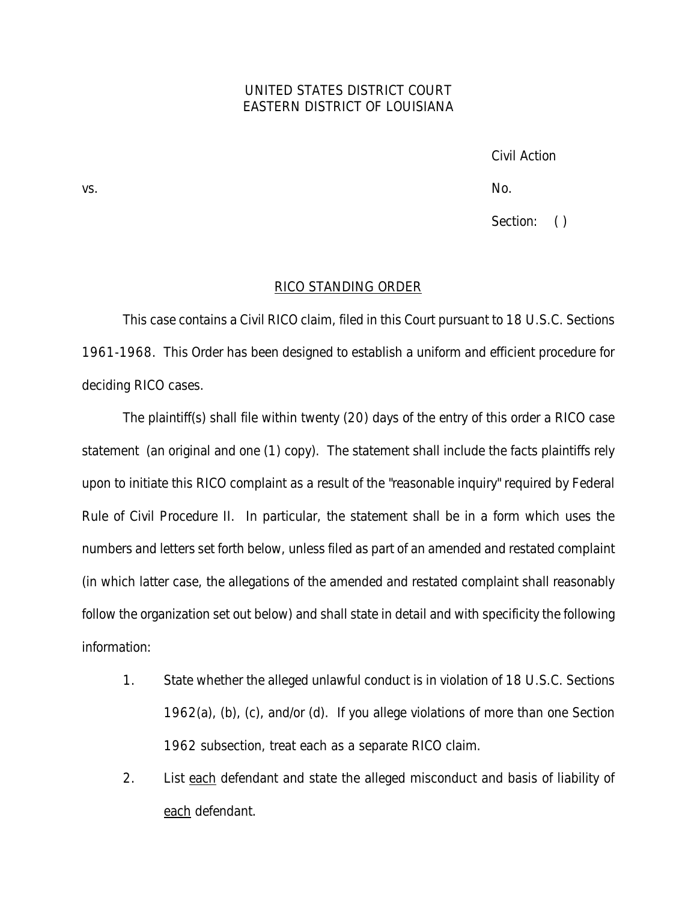UNITED STATES DISTRICT COURT
EASTERN DISTRICT OF LOUISIANA

Civil Action

vs. No.

Section: ( )

RICO STANDING ORDER

This case contains a Civil RICO claim, filed in this Court pursuant to 18 U.S.C. Sections 1961-1968. This Order has been designed to establish a uniform and efficient procedure for deciding RICO cases.

The plaintiff(s) shall file within twenty (20) days of the entry of this order a RICO case statement (an original and one (1) copy). The statement shall include the facts plaintiffs rely upon to initiate this RICO complaint as a result of the "reasonable inquiry" required by Federal Rule of Civil Procedure II. In particular, the statement shall be in a form which uses the numbers and letters set forth below, unless filed as part of an amended and restated complaint (in which latter case, the allegations of the amended and restated complaint shall reasonably follow the organization set out below) and shall state in detail and with specificity the following information:

1. State whether the alleged unlawful conduct is in violation of 18 U.S.C. Sections 1962(a), (b), (c), and/or (d). If you allege violations of more than one Section 1962 subsection, treat each as a separate RICO claim.
2. List each defendant and state the alleged misconduct and basis of liability of each defendant.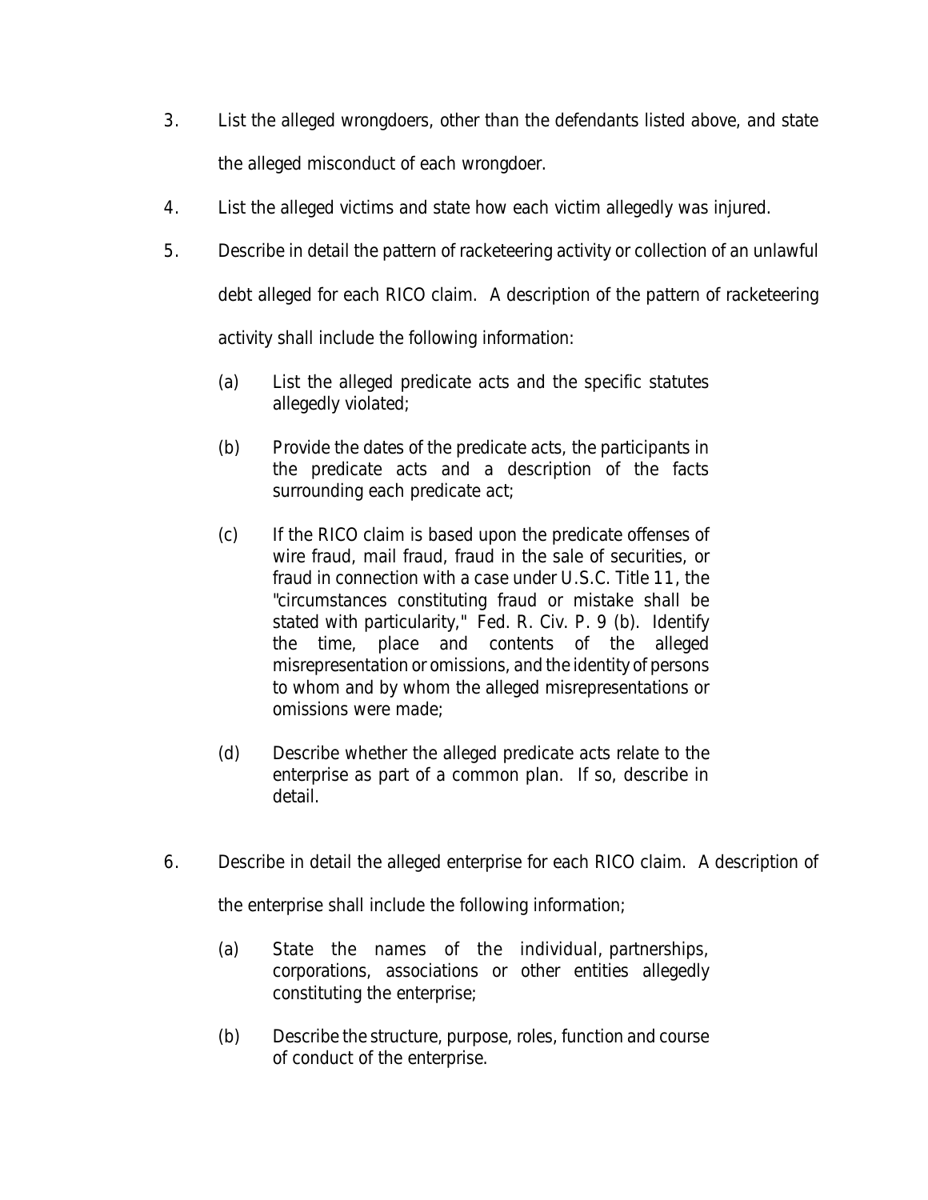3. List the alleged wrongdoers, other than the defendants listed above, and state the alleged misconduct of each wrongdoer.

4. List the alleged victims and state how each victim allegedly was injured.

5. Describe in detail the pattern of racketeering activity or collection of an unlawful debt alleged for each RICO claim. A description of the pattern of racketeering activity shall include the following information:

   (a) List the alleged predicate acts and the specific statutes allegedly violated;

   (b) Provide the dates of the predicate acts, the participants in the predicate acts and a description of the facts surrounding each predicate act;

   (c) If the RICO claim is based upon the predicate offenses of wire fraud, mail fraud, fraud in the sale of securities, or fraud in connection with a case under U.S.C. Title 11, the "circumstances constituting fraud or mistake shall be stated with particularity," Fed. R. Civ. P. 9 (b). Identify the time, place and contents of the alleged misrepresentation or omissions, and the identity of persons to whom and by whom the alleged misrepresentations or omissions were made;

   (d) Describe whether the alleged predicate acts relate to the enterprise as part of a common plan. If so, describe in detail.

6. Describe in detail the alleged enterprise for each RICO claim. A description of the enterprise shall include the following information;

   (a) State the names of the individual, partnerships, corporations, associations or other entities allegedly constituting the enterprise;

   (b) Describe the structure, purpose, roles, function and course of conduct of the enterprise.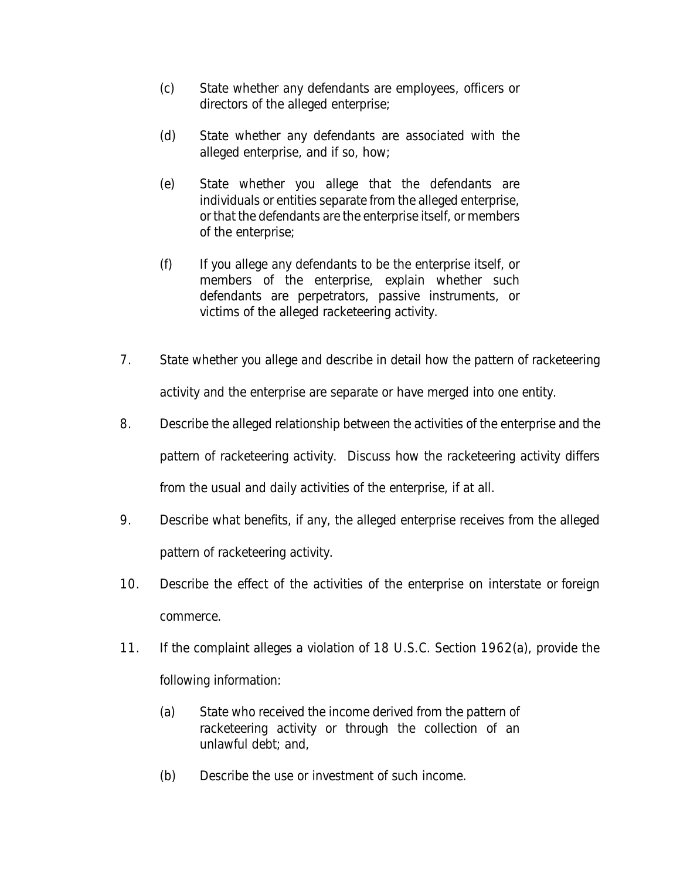(c) State whether any defendants are employees, officers or directors of the alleged enterprise;

(d) State whether any defendants are associated with the alleged enterprise, and if so, how;

(e) State whether you allege that the defendants are individuals or entities separate from the alleged enterprise, or that the defendants are the enterprise itself, or members of the enterprise;

(f) If you allege any defendants to be the enterprise itself, or members of the enterprise, explain whether such defendants are perpetrators, passive instruments, or victims of the alleged racketeering activity.

7. State whether you allege and describe in detail how the pattern of racketeering activity and the enterprise are separate or have merged into one entity.

8. Describe the alleged relationship between the activities of the enterprise and the pattern of racketeering activity. Discuss how the racketeering activity differs from the usual and daily activities of the enterprise, if at all.

9. Describe what benefits, if any, the alleged enterprise receives from the alleged pattern of racketeering activity.

10. Describe the effect of the activities of the enterprise on interstate or foreign commerce.

11. If the complaint alleges a violation of 18 U.S.C. Section 1962(a), provide the following information:

    (a) State who received the income derived from the pattern of racketeering activity or through the collection of an unlawful debt; and,

    (b) Describe the use or investment of such income.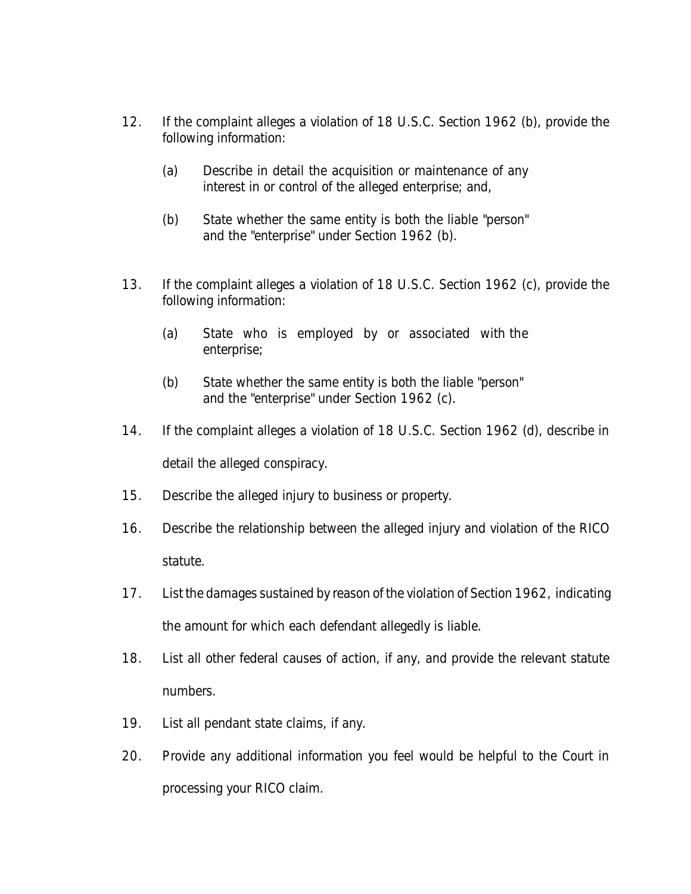12. If the complaint alleges a violation of 18 U.S.C. Section 1962 (b), provide the following information:

    (a) Describe in detail the acquisition or maintenance of any interest in or control of the alleged enterprise; and,

    (b) State whether the same entity is both the liable "person" and the "enterprise" under Section 1962 (b).

13. If the complaint alleges a violation of 18 U.S.C. Section 1962 (c), provide the following information:

    (a) State who is employed by or associated with the enterprise;

    (b) State whether the same entity is both the liable "person" and the "enterprise" under Section 1962 (c).

14. If the complaint alleges a violation of 18 U.S.C. Section 1962 (d), describe in detail the alleged conspiracy.

15. Describe the alleged injury to business or property.

16. Describe the relationship between the alleged injury and violation of the RICO statute.

17. List the damages sustained by reason of the violation of Section 1962, indicating the amount for which each defendant allegedly is liable.

18. List all other federal causes of action, if any, and provide the relevant statute numbers.

19. List all pendant state claims, if any.

20. Provide any additional information you feel would be helpful to the Court in processing your RICO claim.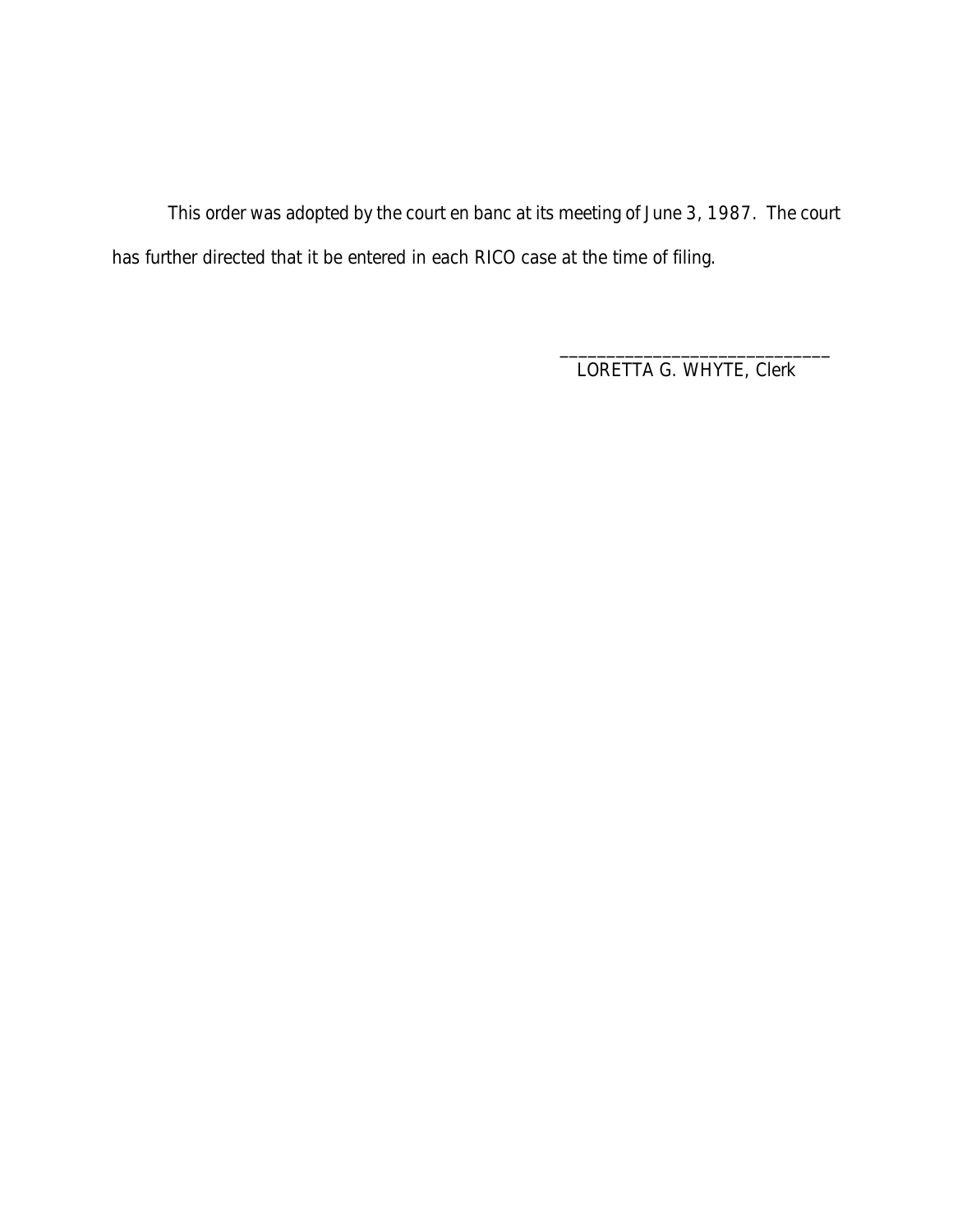This order was adopted by the court en banc at its meeting of June 3, 1987. The court has further directed that it be entered in each RICO case at the time of filing.

_____________________________
LORETTA G. WHYTE, Clerk